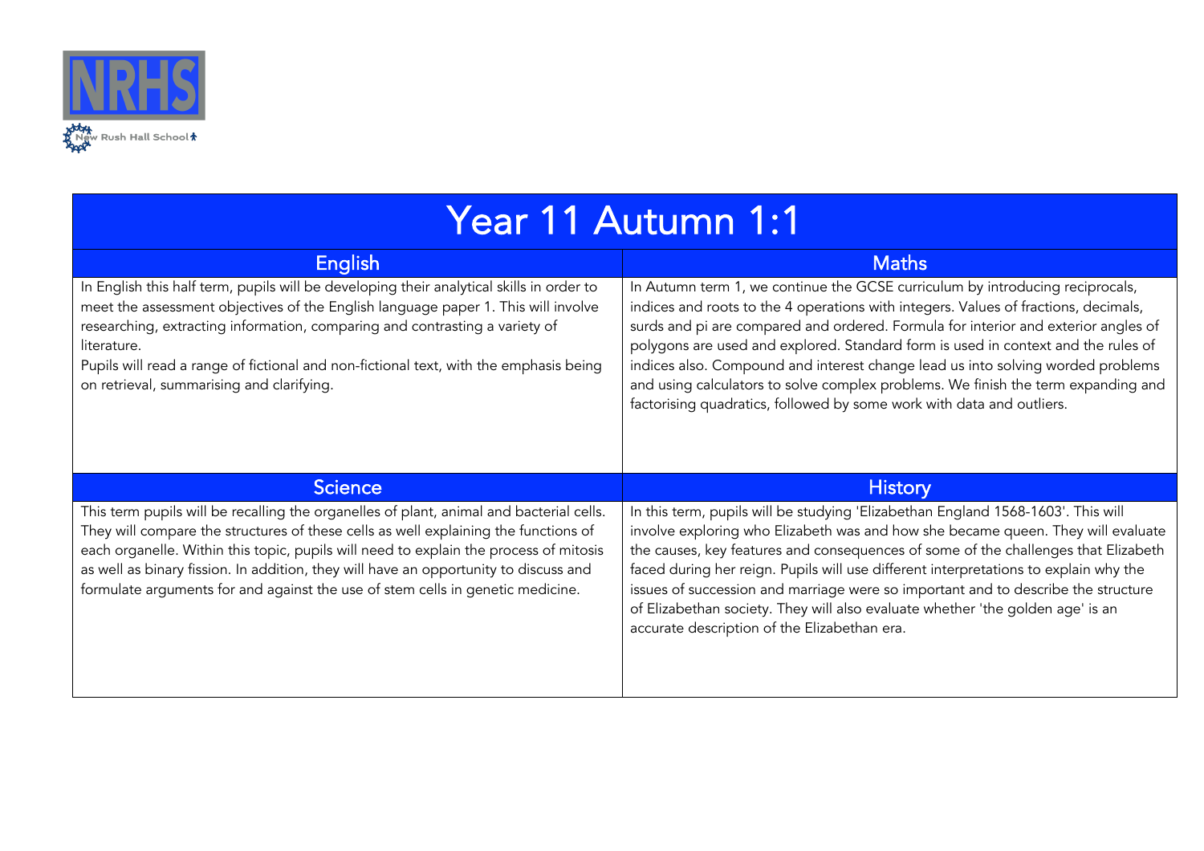NRHS

New Rush Hall School

# Year 11 Autumn 1:1

| English | Maths |
| --- | --- |
| In English this half term, pupils will be developing their analytical skills in order to meet the assessment objectives of the English language paper 1. This will involve researching, extracting information, comparing and contrasting a variety of literature.<br>Pupils will read a range of fictional and non-fictional text, with the emphasis being on retrieval, summarising and clarifying. | In Autumn term 1, we continue the GCSE curriculum by introducing reciprocals, indices and roots to the 4 operations with integers. Values of fractions, decimals, surds and pi are compared and ordered. Formula for interior and exterior angles of polygons are used and explored. Standard form is used in context and the rules of indices also. Compound and interest change lead us into solving worded problems and using calculators to solve complex problems. We finish the term expanding and factorising quadratics, followed by some work with data and outliers. |
| **Science** | **History** |
| This term pupils will be recalling the organelles of plant, animal and bacterial cells. They will compare the structures of these cells as well explaining the functions of each organelle. Within this topic, pupils will need to explain the process of mitosis as well as binary fission. In addition, they will have an opportunity to discuss and formulate arguments for and against the use of stem cells in genetic medicine. | In this term, pupils will be studying 'Elizabethan England 1568-1603'. This will involve exploring who Elizabeth was and how she became queen. They will evaluate the causes, key features and consequences of some of the challenges that Elizabeth faced during her reign. Pupils will use different interpretations to explain why the issues of succession and marriage were so important and to describe the structure of Elizabethan society. They will also evaluate whether 'the golden age' is an accurate description of the Elizabethan era. |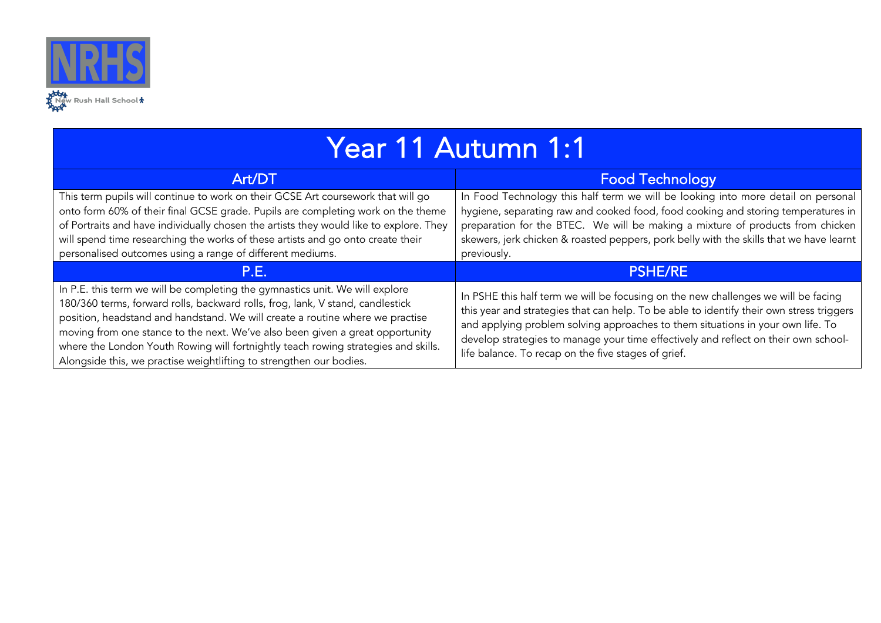NRHS

New Rush Hall School

# Year 11 Autumn 1:1

| Art/DT | Food Technology |
|---|---|
| This term pupils will continue to work on their GCSE Art coursework that will go onto form 60% of their final GCSE grade. Pupils are completing work on the theme of Portraits and have individually chosen the artists they would like to explore. They will spend time researching the works of these artists and go onto create their personalised outcomes using a range of different mediums. | In Food Technology this half term we will be looking into more detail on personal hygiene, separating raw and cooked food, food cooking and storing temperatures in preparation for the BTEC. We will be making a mixture of products from chicken skewers, jerk chicken & roasted peppers, pork belly with the skills that we have learnt previously. |
| **P.E.** | **PSHE/RE** |
| In P.E. this term we will be completing the gymnastics unit. We will explore 180/360 terms, forward rolls, backward rolls, frog, lank, V stand, candlestick position, headstand and handstand. We will create a routine where we practise moving from one stance to the next. We've also been given a great opportunity where the London Youth Rowing will fortnightly teach rowing strategies and skills. Alongside this, we practise weightlifting to strengthen our bodies. | In PSHE this half term we will be focusing on the new challenges we will be facing this year and strategies that can help. To be able to identify their own stress triggers and applying problem solving approaches to them situations in your own life. To develop strategies to manage your time effectively and reflect on their own school-life balance. To recap on the five stages of grief. |